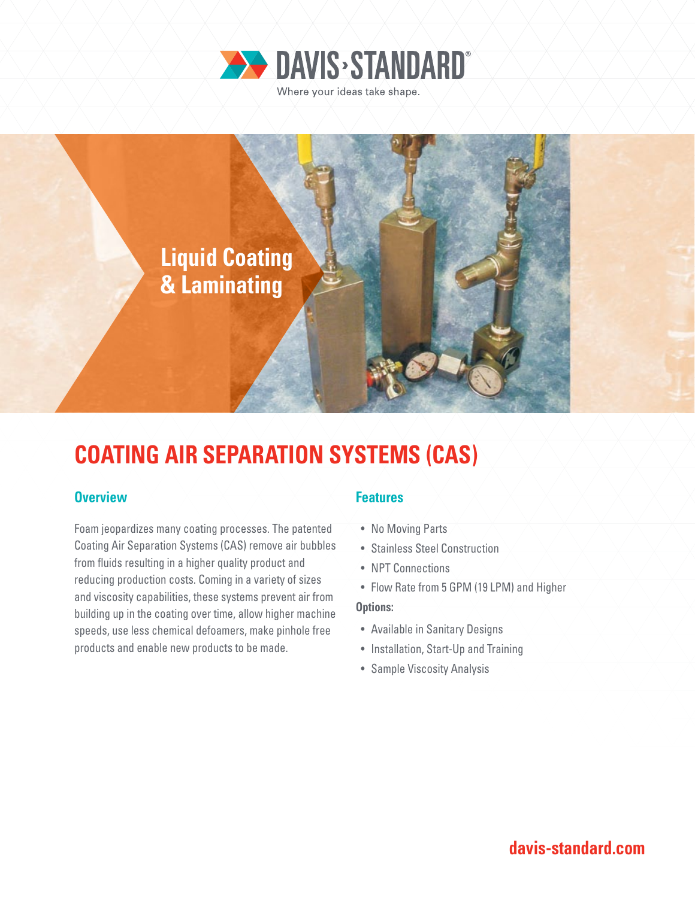DAVIS-STANDARD®

Where your ideas take shape.

Liquid Coating & Laminating

# COATING AIR SEPARATION SYSTEMS (CAS)

## Overview

Foam jeopardizes many coating processes. The patented Coating Air Separation Systems (CAS) remove air bubbles from fluids resulting in a higher quality product and reducing production costs. Coming in a variety of sizes and viscosity capabilities, these systems prevent air from building up in the coating over time, allow higher machine speeds, use less chemical defoamers, make pinhole free products and enable new products to be made.

## Features

- No Moving Parts
- Stainless Steel Construction
- NPT Connections
- Flow Rate from 5 GPM (19 LPM) and Higher

**Options:**

- Available in Sanitary Designs
- Installation, Start-Up and Training
- Sample Viscosity Analysis

davis-standard.com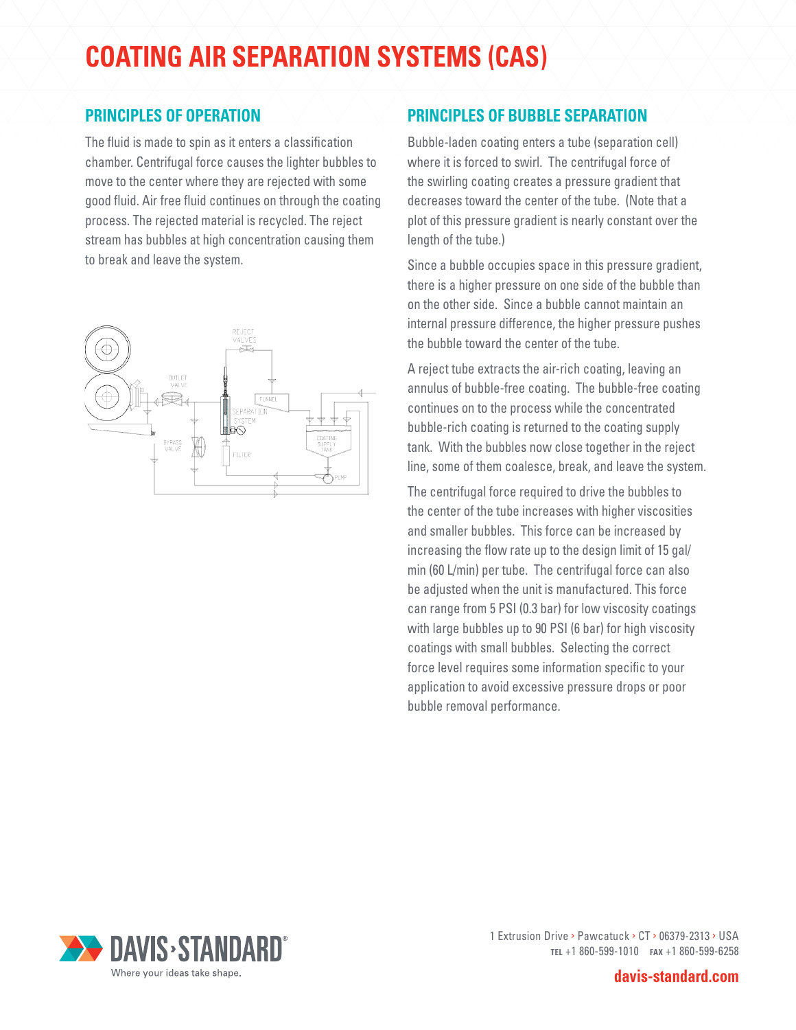# COATING AIR SEPARATION SYSTEMS (CAS)

## PRINCIPLES OF OPERATION

The fluid is made to spin as it enters a classification chamber. Centrifugal force causes the lighter bubbles to move to the center where they are rejected with some good fluid. Air free fluid continues on through the coating process. The rejected material is recycled. The reject stream has bubbles at high concentration causing them to break and leave the system.

REJECT VALVES
OUTLET VALVE
FUNNEL
SEPARATION SYSTEM
BYPASS VALVE
COATING SUPPLY TANK
FILTER
PUMP

## PRINCIPLES OF BUBBLE SEPARATION

Bubble-laden coating enters a tube (separation cell) where it is forced to swirl. The centrifugal force of the swirling coating creates a pressure gradient that decreases toward the center of the tube. (Note that a plot of this pressure gradient is nearly constant over the length of the tube.)

Since a bubble occupies space in this pressure gradient, there is a higher pressure on one side of the bubble than on the other side. Since a bubble cannot maintain an internal pressure difference, the higher pressure pushes the bubble toward the center of the tube.

A reject tube extracts the air-rich coating, leaving an annulus of bubble-free coating. The bubble-free coating continues on to the process while the concentrated bubble-rich coating is returned to the coating supply tank. With the bubbles now close together in the reject line, some of them coalesce, break, and leave the system.

The centrifugal force required to drive the bubbles to the center of the tube increases with higher viscosities and smaller bubbles. This force can be increased by increasing the flow rate up to the design limit of 15 gal/min (60 L/min) per tube. The centrifugal force can also be adjusted when the unit is manufactured. This force can range from 5 PSI (0.3 bar) for low viscosity coatings with large bubbles up to 90 PSI (6 bar) for high viscosity coatings with small bubbles. Selecting the correct force level requires some information specific to your application to avoid excessive pressure drops or poor bubble removal performance.

DAVIS-STANDARD®
Where your ideas take shape.

1 Extrusion Drive › Pawcatuck › CT › 06379-2313 › USA
TEL +1 860-599-1010 FAX +1 860-599-6258

davis-standard.com